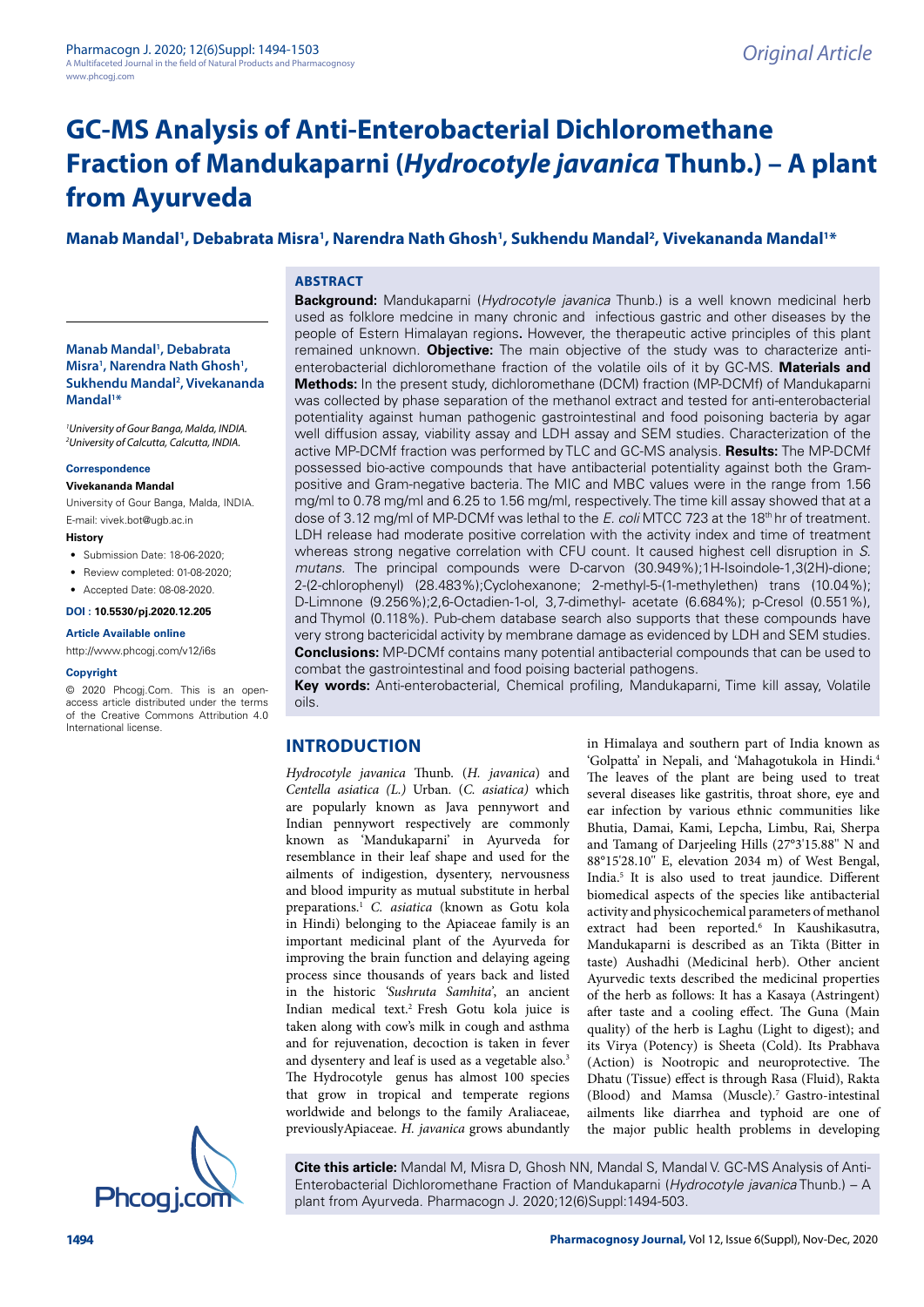Original Article

# GC-MS Analysis of Anti-Enterobacterial Dichloromethane Fraction of Mandukaparni (*Hydrocotyle javanica* Thunb.) – A plant from Ayurveda

**Manab Mandal[1], Debabrata Misra[1], Narendra Nath Ghosh[1], Sukhendu Mandal[2], Vivekananda Mandal[1]***

**Manab Mandal[1], Debabrata Misra[1], Narendra Nath Ghosh[1], Sukhendu Mandal[2], Vivekananda Mandal[1]***

*[1]University of Gour Banga, Malda, INDIA.*
*[2]University of Calcutta, Calcutta, INDIA.*

**Correspondence**

**Vivekananda Mandal**

University of Gour Banga, Malda, INDIA.

E-mail: vivek.bot@ugb.ac.in

**History**

- Submission Date: 18-06-2020;
- Review completed: 01-08-2020;
- Accepted Date: 08-08-2020.

**DOI : 10.5530/pj.2020.12.205**

**Article Available online**

http://www.phcogj.com/v12/i6s

**Copyright**

© 2020 Phcogj.Com. This is an open-access article distributed under the terms of the Creative Commons Attribution 4.0 International license.

## ABSTRACT

**Background:** Mandukaparni (*Hydrocotyle javanica* Thunb.) is a well known medicinal herb used as folklore medcine in many chronic and infectious gastric and other diseases by the people of Estern Himalayan regions**.** However, the therapeutic active principles of this plant remained unknown. **Objective:** The main objective of the study was to characterize anti-enterobacterial dichloromethane fraction of the volatile oils of it by GC-MS. **Materials and Methods:** In the present study, dichloromethane (DCM) fraction (MP-DCMf) of Mandukaparni was collected by phase separation of the methanol extract and tested for anti-enterobacterial potentiality against human pathogenic gastrointestinal and food poisoning bacteria by agar well diffusion assay, viability assay and LDH assay and SEM studies. Characterization of the active MP-DCMf fraction was performed by TLC and GC-MS analysis. **Results:** The MP-DCMf possessed bio-active compounds that have antibacterial potentiality against both the Gram-positive and Gram-negative bacteria. The MIC and MBC values were in the range from 1.56 mg/ml to 0.78 mg/ml and 6.25 to 1.56 mg/ml, respectively. The time kill assay showed that at a dose of 3.12 mg/ml of MP-DCMf was lethal to the *E. coli* MTCC 723 at the 18[th] hr of treatment. LDH release had moderate positive correlation with the activity index and time of treatment whereas strong negative correlation with CFU count. It caused highest cell disruption in *S. mutans*. The principal compounds were D-carvon (30.949%);1H-Isoindole-1,3(2H)-dione; 2-(2-chlorophenyl) (28.483%);Cyclohexanone; 2-methyl-5-(1-methylethen) trans (10.04%); D-Limnone (9.256%);2,6-Octadien-1-ol, 3,7-dimethyl- acetate (6.684%); p-Cresol (0.551%), and Thymol (0.118%). Pub-chem database search also supports that these compounds have very strong bactericidal activity by membrane damage as evidenced by LDH and SEM studies. **Conclusions:** MP-DCMf contains many potential antibacterial compounds that can be used to combat the gastrointestinal and food poising bacterial pathogens.

**Key words:** Anti-enterobacterial, Chemical profiling, Mandukaparni, Time kill assay, Volatile oils.

## INTRODUCTION

*Hydrocotyle javanica* Thunb. (*H. javanica*) and *Centella asiatica (L.)* Urban. (*C. asiatica)* which are popularly known as Java pennywort and Indian pennywort respectively are commonly known as 'Mandukaparni' in Ayurveda for resemblance in their leaf shape and used for the ailments of indigestion, dysentery, nervousness and blood impurity as mutual substitute in herbal preparations.[1] *C. asiatica* (known as Gotu kola in Hindi) belonging to the Apiaceae family is an important medicinal plant of the Ayurveda for improving the brain function and delaying ageing process since thousands of years back and listed in the historic *'Sushruta Samhita'*, an ancient Indian medical text.[2] Fresh Gotu kola juice is taken along with cow's milk in cough and asthma and for rejuvenation, decoction is taken in fever and dysentery and leaf is used as a vegetable also.[3] The Hydrocotyle genus has almost 100 species that grow in tropical and temperate regions worldwide and belongs to the family Araliaceae, previouslyApiaceae. *H. javanica* grows abundantly in Himalaya and southern part of India known as 'Golpatta' in Nepali, and 'Mahagotukola in Hindi.[4] The leaves of the plant are being used to treat several diseases like gastritis, throat shore, eye and ear infection by various ethnic communities like Bhutia, Damai, Kami, Lepcha, Limbu, Rai, Sherpa and Tamang of Darjeeling Hills (27°3'15.88" N and 88°15'28.10" E, elevation 2034 m) of West Bengal, India.[5] It is also used to treat jaundice. Different biomedical aspects of the species like antibacterial activity and physicochemical parameters of methanol extract had been reported.[6] In Kaushikasutra, Mandukaparni is described as an Tikta (Bitter in taste) Aushadhi (Medicinal herb). Other ancient Ayurvedic texts described the medicinal properties of the herb as follows: It has a Kasaya (Astringent) after taste and a cooling effect. The Guna (Main quality) of the herb is Laghu (Light to digest); and its Virya (Potency) is Sheeta (Cold). Its Prabhava (Action) is Nootropic and neuroprotective. The Dhatu (Tissue) effect is through Rasa (Fluid), Rakta (Blood) and Mamsa (Muscle).[7] Gastro-intestinal ailments like diarrhea and typhoid are one of the major public health problems in developing

**Cite this article:** Mandal M, Misra D, Ghosh NN, Mandal S, Mandal V. GC-MS Analysis of Anti-Enterobacterial Dichloromethane Fraction of Mandukaparni (*Hydrocotyle javanica* Thunb.) – A plant from Ayurveda. Pharmacogn J. 2020;12(6)Suppl:1494-503.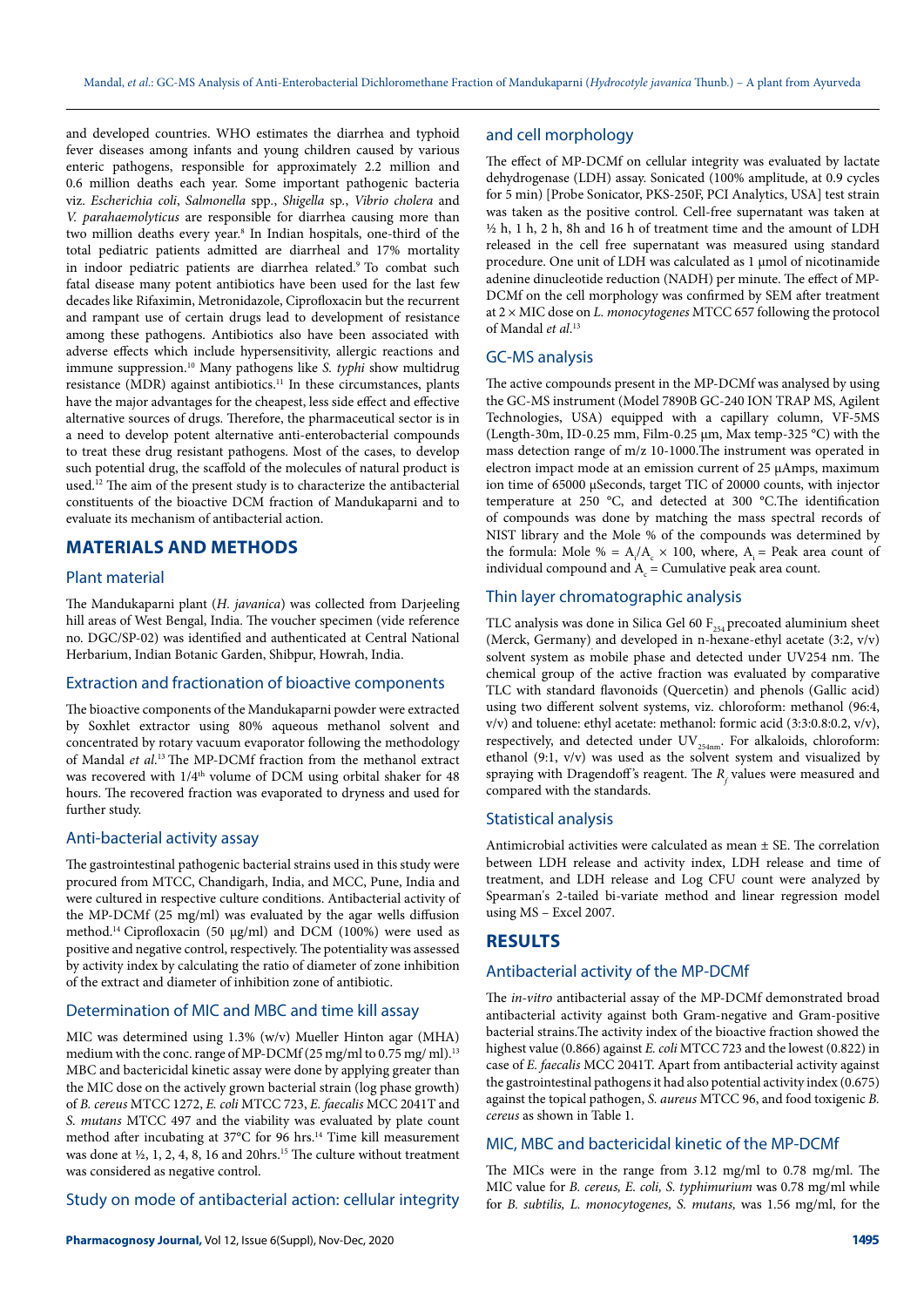and developed countries. WHO estimates the diarrhea and typhoid fever diseases among infants and young children caused by various enteric pathogens, responsible for approximately 2.2 million and 0.6 million deaths each year. Some important pathogenic bacteria viz. *Escherichia coli*, *Salmonella* spp., *Shigella* sp., *Vibrio cholera* and *V. parahaemolyticus* are responsible for diarrhea causing more than two million deaths every year.[8] In Indian hospitals, one-third of the total pediatric patients admitted are diarrheal and 17% mortality in indoor pediatric patients are diarrhea related.[9] To combat such fatal disease many potent antibiotics have been used for the last few decades like Rifaximin, Metronidazole, Ciprofloxacin but the recurrent and rampant use of certain drugs lead to development of resistance among these pathogens. Antibiotics also have been associated with adverse effects which include hypersensitivity, allergic reactions and immune suppression.[10] Many pathogens like *S. typhi* show multidrug resistance (MDR) against antibiotics.[11] In these circumstances, plants have the major advantages for the cheapest, less side effect and effective alternative sources of drugs. Therefore, the pharmaceutical sector is in a need to develop potent alternative anti-enterobacterial compounds to treat these drug resistant pathogens. Most of the cases, to develop such potential drug, the scaffold of the molecules of natural product is used.[12] The aim of the present study is to characterize the antibacterial constituents of the bioactive DCM fraction of Mandukaparni and to evaluate its mechanism of antibacterial action.

## MATERIALS AND METHODS

### Plant material

The Mandukaparni plant (*H. javanica*) was collected from Darjeeling hill areas of West Bengal, India. The voucher specimen (vide reference no. DGC/SP-02) was identified and authenticated at Central National Herbarium, Indian Botanic Garden, Shibpur, Howrah, India.

### Extraction and fractionation of bioactive components

The bioactive components of the Mandukaparni powder were extracted by Soxhlet extractor using 80% aqueous methanol solvent and concentrated by rotary vacuum evaporator following the methodology of Mandal *et al*.[13] The MP-DCMf fraction from the methanol extract was recovered with 1/4th volume of DCM using orbital shaker for 48 hours. The recovered fraction was evaporated to dryness and used for further study.

### Anti-bacterial activity assay

The gastrointestinal pathogenic bacterial strains used in this study were procured from MTCC, Chandigarh, India, and MCC, Pune, India and were cultured in respective culture conditions. Antibacterial activity of the MP-DCMf (25 mg/ml) was evaluated by the agar wells diffusion method.[14] Ciprofloxacin (50 µg/ml) and DCM (100%) were used as positive and negative control, respectively. The potentiality was assessed by activity index by calculating the ratio of diameter of zone inhibition of the extract and diameter of inhibition zone of antibiotic.

### Determination of MIC and MBC and time kill assay

MIC was determined using 1.3% (w/v) Mueller Hinton agar (MHA) medium with the conc. range of MP-DCMf (25 mg/ml to 0.75 mg/ ml).[13] MBC and bactericidal kinetic assay were done by applying greater than the MIC dose on the actively grown bacterial strain (log phase growth) of *B. cereus* MTCC 1272, *E. coli* MTCC 723, *E. faecalis* MCC 2041T and *S. mutans* MTCC 497 and the viability was evaluated by plate count method after incubating at 37°C for 96 hrs.[14] Time kill measurement was done at ½, 1, 2, 4, 8, 16 and 20hrs.[15] The culture without treatment was considered as negative control.

### Study on mode of antibacterial action: cellular integrity and cell morphology

The effect of MP-DCMf on cellular integrity was evaluated by lactate dehydrogenase (LDH) assay. Sonicated (100% amplitude, at 0.9 cycles for 5 min) [Probe Sonicator, PKS-250F, PCI Analytics, USA] test strain was taken as the positive control. Cell-free supernatant was taken at ½ h, 1 h, 2 h, 8h and 16 h of treatment time and the amount of LDH released in the cell free supernatant was measured using standard procedure. One unit of LDH was calculated as 1 µmol of nicotinamide adenine dinucleotide reduction (NADH) per minute. The effect of MP-DCMf on the cell morphology was confirmed by SEM after treatment at 2 × MIC dose on *L. monocytogenes* MTCC 657 following the protocol of Mandal *et al*.[13]

### GC-MS analysis

The active compounds present in the MP-DCMf was analysed by using the GC-MS instrument (Model 7890B GC-240 ION TRAP MS, Agilent Technologies, USA) equipped with a capillary column, VF-5MS (Length-30m, ID-0.25 mm, Film-0.25 µm, Max temp-325 °C) with the mass detection range of m/z 10-1000.The instrument was operated in electron impact mode at an emission current of 25 µAmps, maximum ion time of 65000 µSeconds, target TIC of 20000 counts, with injector temperature at 250 °C, and detected at 300 °C.The identification of compounds was done by matching the mass spectral records of NIST library and the Mole % of the compounds was determined by the formula: Mole % = $A_i/A_c \times 100$, where, $A_i$ = Peak area count of individual compound and $A_c$ = Cumulative peak area count.

### Thin layer chromatographic analysis

TLC analysis was done in Silica Gel 60 $F_{254}$ precoated aluminium sheet (Merck, Germany) and developed in n-hexane-ethyl acetate (3:2, v/v) solvent system as mobile phase and detected under UV254 nm. The chemical group of the active fraction was evaluated by comparative TLC with standard flavonoids (Quercetin) and phenols (Gallic acid) using two different solvent systems, viz. chloroform: methanol (96:4, v/v) and toluene: ethyl acetate: methanol: formic acid (3:3:0.8:0.2, v/v), respectively, and detected under $UV_{254nm}$. For alkaloids, chloroform: ethanol (9:1, v/v) was used as the solvent system and visualized by spraying with Dragendoff's reagent. The $R_f$ values were measured and compared with the standards.

### Statistical analysis

Antimicrobial activities were calculated as mean ± SE. The correlation between LDH release and activity index, LDH release and time of treatment, and LDH release and Log CFU count were analyzed by Spearman's 2-tailed bi-variate method and linear regression model using MS – Excel 2007.

## RESULTS

### Antibacterial activity of the MP-DCMf

The *in-vitro* antibacterial assay of the MP-DCMf demonstrated broad antibacterial activity against both Gram-negative and Gram-positive bacterial strains.The activity index of the bioactive fraction showed the highest value (0.866) against *E. coli* MTCC 723 and the lowest (0.822) in case of *E. faecalis* MCC 2041T. Apart from antibacterial activity against the gastrointestinal pathogens it had also potential activity index (0.675) against the topical pathogen, *S. aureus* MTCC 96, and food toxigenic *B. cereus* as shown in Table 1.

### MIC, MBC and bactericidal kinetic of the MP-DCMf

The MICs were in the range from 3.12 mg/ml to 0.78 mg/ml. The MIC value for *B. cereus, E. coli, S. typhimurium* was 0.78 mg/ml while for *B. subtilis, L. monocytogenes, S. mutans,* was 1.56 mg/ml, for the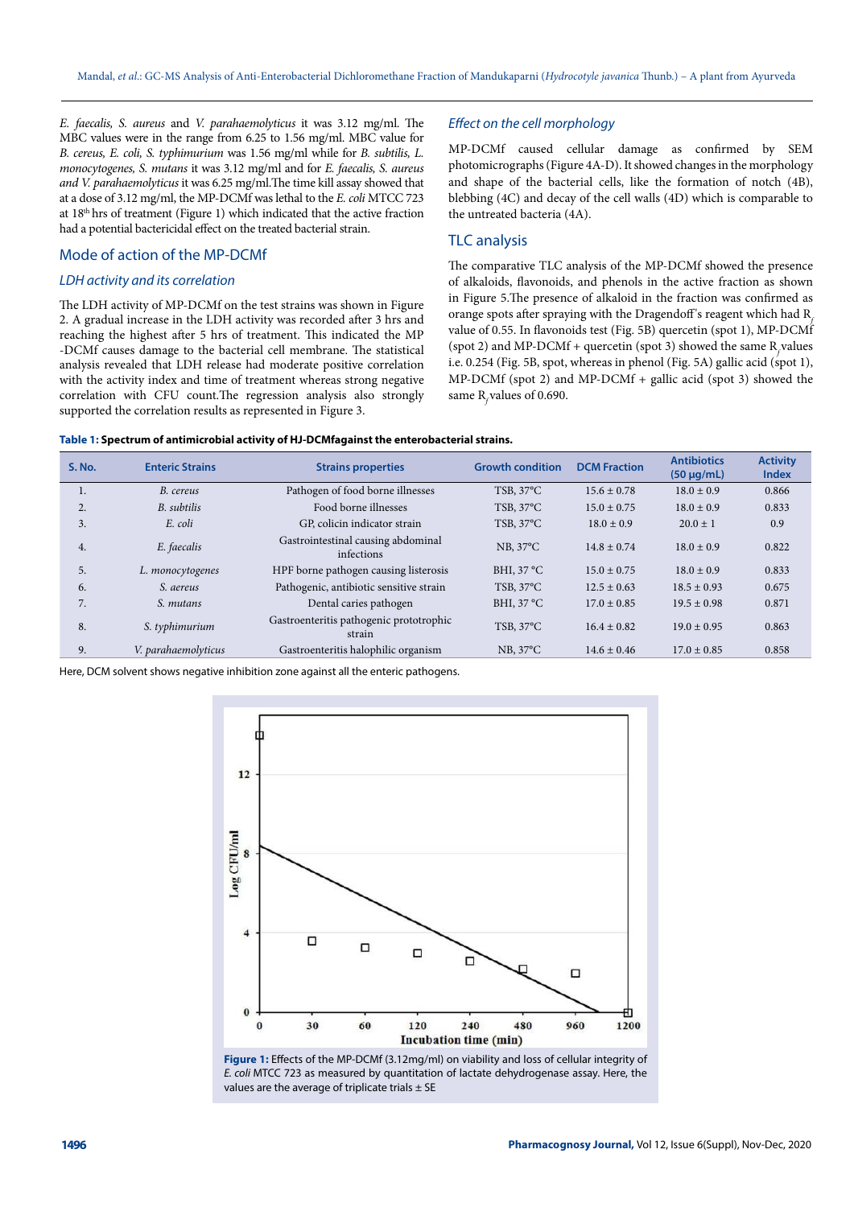*E. faecalis, S. aureus* and *V. parahaemolyticus* it was 3.12 mg/ml. The MBC values were in the range from 6.25 to 1.56 mg/ml. MBC value for *B. cereus, E. coli, S. typhimurium* was 1.56 mg/ml while for *B. subtilis, L. monocytogenes, S. mutans* it was 3.12 mg/ml and for *E. faecalis, S. aureus and V. parahaemolyticus* it was 6.25 mg/ml.The time kill assay showed that at a dose of 3.12 mg/ml, the MP-DCMf was lethal to the *E. coli* MTCC 723 at 18th hrs of treatment (Figure 1) which indicated that the active fraction had a potential bactericidal effect on the treated bacterial strain.

## Mode of action of the MP-DCMf

### *LDH activity and its correlation*

The LDH activity of MP-DCMf on the test strains was shown in Figure 2. A gradual increase in the LDH activity was recorded after 3 hrs and reaching the highest after 5 hrs of treatment. This indicated the MP -DCMf causes damage to the bacterial cell membrane. The statistical analysis revealed that LDH release had moderate positive correlation with the activity index and time of treatment whereas strong negative correlation with CFU count.The regression analysis also strongly supported the correlation results as represented in Figure 3.

### *Effect on the cell morphology*

MP-DCMf caused cellular damage as confirmed by SEM photomicrographs (Figure 4A-D). It showed changes in the morphology and shape of the bacterial cells, like the formation of notch (4B), blebbing (4C) and decay of the cell walls (4D) which is comparable to the untreated bacteria (4A).

## TLC analysis

The comparative TLC analysis of the MP-DCMf showed the presence of alkaloids, flavonoids, and phenols in the active fraction as shown in Figure 5.The presence of alkaloid in the fraction was confirmed as orange spots after spraying with the Dragendoff's reagent which had $R_f$ value of 0.55. In flavonoids test (Fig. 5B) quercetin (spot 1), MP-DCMf (spot 2) and MP-DCMf + quercetin (spot 3) showed the same $R_f$ values i.e. 0.254 (Fig. 5B, spot, whereas in phenol (Fig. 5A) gallic acid (spot 1), MP-DCMf (spot 2) and MP-DCMf + gallic acid (spot 3) showed the same $R_f$ values of 0.690.

**Table 1: Spectrum of antimicrobial activity of HJ-DCMfagainst the enterobacterial strains.**

| S. No. | Enteric Strains | Strains properties | Growth condition | DCM Fraction | Antibiotics (50 µg/mL) | Activity Index |
|---|---|---|---|---|---|---|
| 1. | *B. cereus* | Pathogen of food borne illnesses | TSB, 37°C | 15.6 ± 0.78 | 18.0 ± 0.9 | 0.866 |
| 2. | *B. subtilis* | Food borne illnesses | TSB, 37°C | 15.0 ± 0.75 | 18.0 ± 0.9 | 0.833 |
| 3. | *E. coli* | GP, colicin indicator strain | TSB, 37°C | 18.0 ± 0.9 | 20.0 ± 1 | 0.9 |
| 4. | *E. faecalis* | Gastrointestinal causing abdominal infections | NB, 37°C | 14.8 ± 0.74 | 18.0 ± 0.9 | 0.822 |
| 5. | *L. monocytogenes* | HPF borne pathogen causing listerosis | BHI, 37 °C | 15.0 ± 0.75 | 18.0 ± 0.9 | 0.833 |
| 6. | *S. aereus* | Pathogenic, antibiotic sensitive strain | TSB, 37°C | 12.5 ± 0.63 | 18.5 ± 0.93 | 0.675 |
| 7. | *S. mutans* | Dental caries pathogen | BHI, 37 °C | 17.0 ± 0.85 | 19.5 ± 0.98 | 0.871 |
| 8. | *S. typhimurium* | Gastroenteritis pathogenic prototrophic strain | TSB, 37°C | 16.4 ± 0.82 | 19.0 ± 0.95 | 0.863 |
| 9. | *V. parahaemolyticus* | Gastroenteritis halophilic organism | NB, 37°C | 14.6 ± 0.46 | 17.0 ± 0.85 | 0.858 |

Here, DCM solvent shows negative inhibition zone against all the enteric pathogens.

**Figure 1:** Effects of the MP-DCMf (3.12mg/ml) on viability and loss of cellular integrity of *E. coli* MTCC 723 as measured by quantitation of lactate dehydrogenase assay. Here, the values are the average of triplicate trials ± SE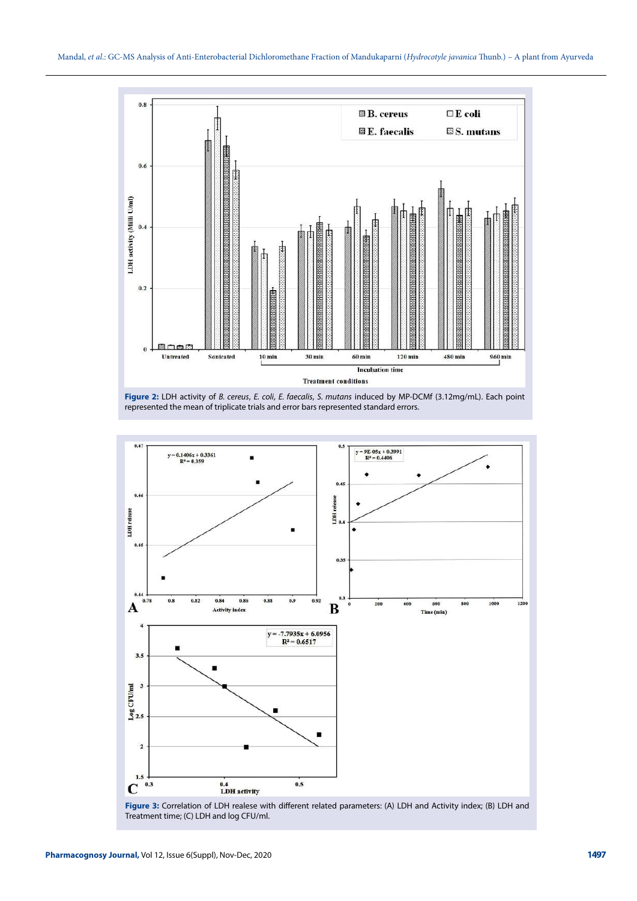**Figure 2:** LDH activity of *B. cereus*, *E. coli*, *E. faecalis*, *S. mutans* induced by MP-DCMf (3.12mg/mL). Each point represented the mean of triplicate trials and error bars represented standard errors.

**Figure 3:** Correlation of LDH realese with different related parameters: (A) LDH and Activity index; (B) LDH and Treatment time; (C) LDH and log CFU/ml.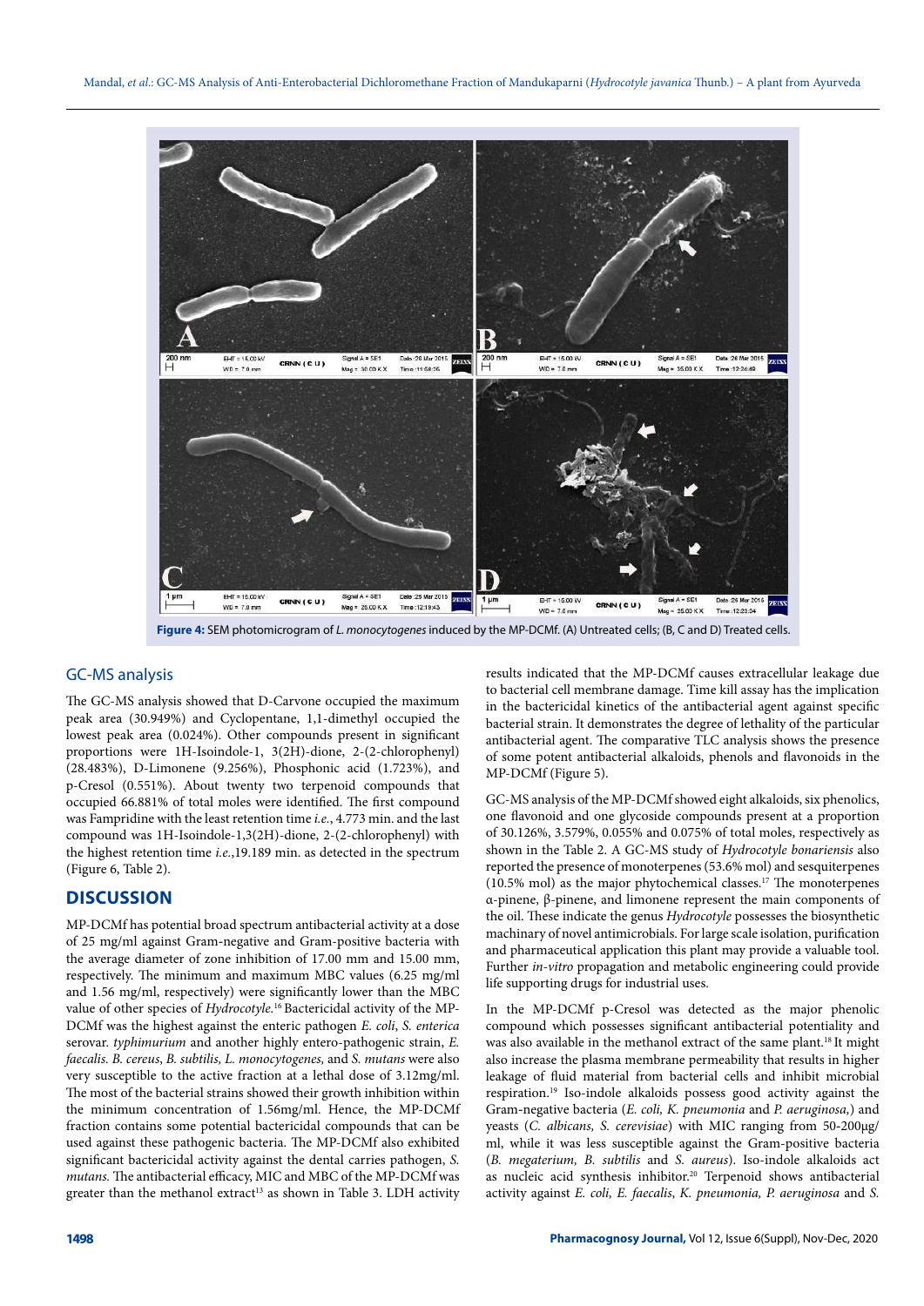Figure 4: SEM photomicrogram of *L. monocytogenes* induced by the MP-DCMf. (A) Untreated cells; (B, C and D) Treated cells.

### GC-MS analysis

The GC-MS analysis showed that D-Carvone occupied the maximum peak area (30.949%) and Cyclopentane, 1,1-dimethyl occupied the lowest peak area (0.024%). Other compounds present in significant proportions were 1H-Isoindole-1, 3(2H)-dione, 2-(2-chlorophenyl) (28.483%), D-Limonene (9.256%), Phosphonic acid (1.723%), and p-Cresol (0.551%). About twenty two terpenoid compounds that occupied 66.881% of total moles were identified. The first compound was Fampridine with the least retention time *i.e.*, 4.773 min. and the last compound was 1H-Isoindole-1,3(2H)-dione, 2-(2-chlorophenyl) with the highest retention time *i.e.*,19.189 min. as detected in the spectrum (Figure 6, Table 2).

## DISCUSSION

MP-DCMf has potential broad spectrum antibacterial activity at a dose of 25 mg/ml against Gram-negative and Gram-positive bacteria with the average diameter of zone inhibition of 17.00 mm and 15.00 mm, respectively. The minimum and maximum MBC values (6.25 mg/ml and 1.56 mg/ml, respectively) were significantly lower than the MBC value of other species of *Hydrocotyle*.[16] Bactericidal activity of the MP-DCMf was the highest against the enteric pathogen *E. coli*, *S. enterica* serovar. *typhimurium* and another highly entero-pathogenic strain, *E. faecalis*. *B. cereus*, *B. subtilis, L. monocytogenes,* and *S. mutans* were also very susceptible to the active fraction at a lethal dose of 3.12mg/ml. The most of the bacterial strains showed their growth inhibition within the minimum concentration of 1.56mg/ml. Hence, the MP-DCMf fraction contains some potential bactericidal compounds that can be used against these pathogenic bacteria. The MP-DCMf also exhibited significant bactericidal activity against the dental carries pathogen, *S. mutans*. The antibacterial efficacy, MIC and MBC of the MP-DCMf was greater than the methanol extract[13] as shown in Table 3. LDH activity results indicated that the MP-DCMf causes extracellular leakage due to bacterial cell membrane damage. Time kill assay has the implication in the bactericidal kinetics of the antibacterial agent against specific bacterial strain. It demonstrates the degree of lethality of the particular antibacterial agent. The comparative TLC analysis shows the presence of some potent antibacterial alkaloids, phenols and flavonoids in the MP-DCMf (Figure 5).

GC-MS analysis of the MP-DCMf showed eight alkaloids, six phenolics, one flavonoid and one glycoside compounds present at a proportion of 30.126%, 3.579%, 0.055% and 0.075% of total moles, respectively as shown in the Table 2. A GC-MS study of *Hydrocotyle bonariensis* also reported the presence of monoterpenes (53.6% mol) and sesquiterpenes (10.5% mol) as the major phytochemical classes.[17] The monoterpenes α-pinene, β-pinene, and limonene represent the main components of the oil. These indicate the genus *Hydrocotyle* possesses the biosynthetic machinary of novel antimicrobials. For large scale isolation, purification and pharmaceutical application this plant may provide a valuable tool. Further *in-vitro* propagation and metabolic engineering could provide life supporting drugs for industrial uses.

In the MP-DCMf p-Cresol was detected as the major phenolic compound which possesses significant antibacterial potentiality and was also available in the methanol extract of the same plant.[18] It might also increase the plasma membrane permeability that results in higher leakage of fluid material from bacterial cells and inhibit microbial respiration.[19] Iso-indole alkaloids possess good activity against the Gram-negative bacteria (*E. coli, K. pneumonia* and *P. aeruginosa,*) and yeasts (*C. albicans, S. cerevisiae*) with MIC ranging from 50-200μg/ml, while it was less susceptible against the Gram-positive bacteria (*B. megaterium, B. subtilis* and *S. aureus*). Iso-indole alkaloids act as nucleic acid synthesis inhibitor.[20] Terpenoid shows antibacterial activity against *E. coli, E. faecalis*, *K. pneumonia, P. aeruginosa* and *S.*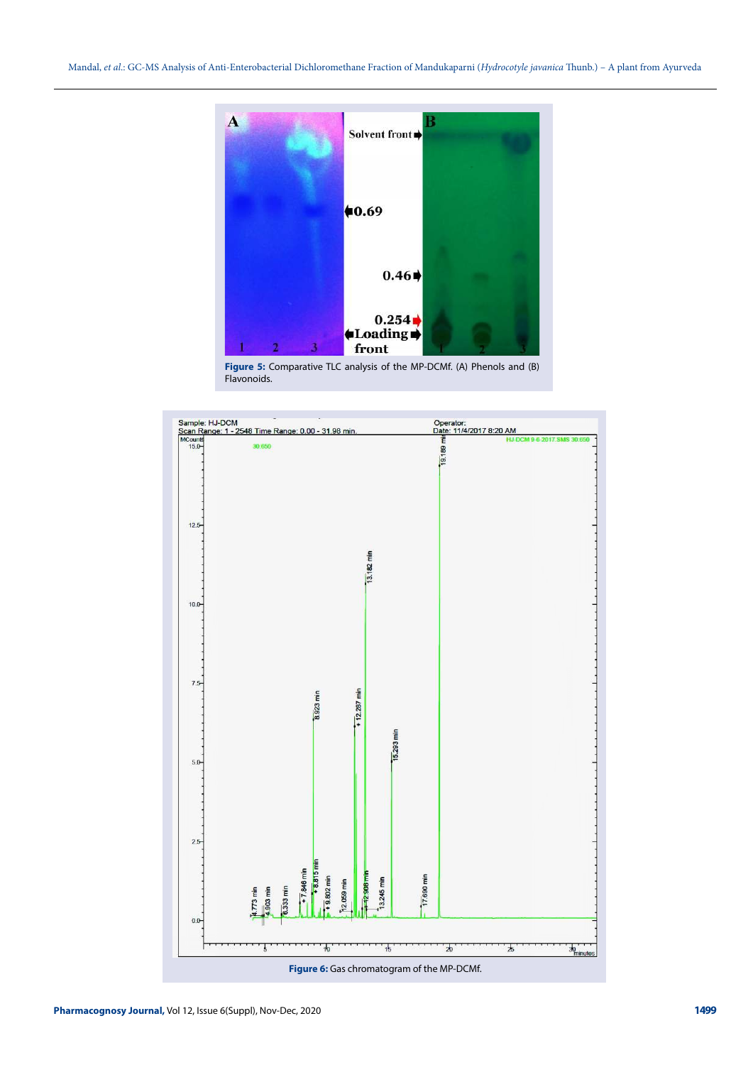Figure 5: Comparative TLC analysis of the MP-DCMf. (A) Phenols and (B) Flavonoids.

Figure 6: Gas chromatogram of the MP-DCMf.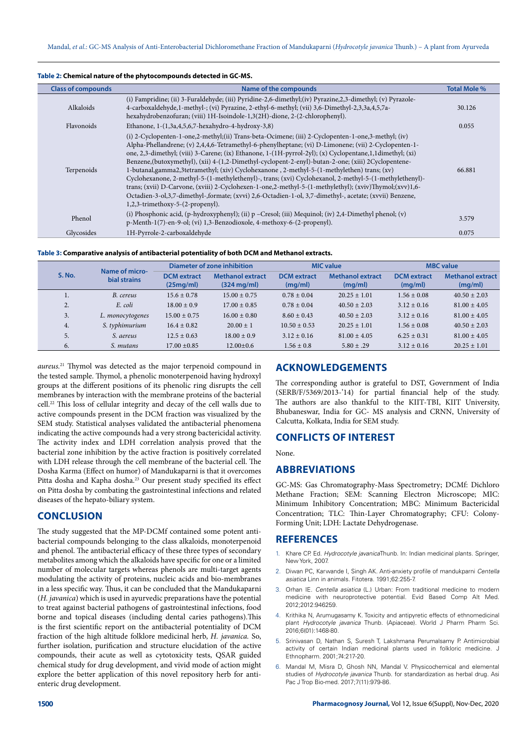**Table 2: Chemical nature of the phytocompounds detected in GC-MS.**

| Class of compounds | Name of the compounds | Total Mole % |
|---|---|---|
| Alkaloids | (i) Fampridine; (ii) 3-Furaldehyde; (iii) Pyridine-2,6-dimethyl;(iv) Pyrazine,2,3-dimethyl; (v) Pyrazole-4-carboxaldehyde,1-methyl-; (vi) Pyrazine, 2-ethyl-6-methyl; (vii) 3,6-Dimethyl-2,3,3a,4,5,7a-hexahydrobenzofuran; (viii) 1H-Isoindole-1,3(2H)-dione, 2-(2-chlorophenyl). | 30.126 |
| Flavonoids | Ethanone, 1-(1,3a,4,5,6,7-hexahydro-4-hydroxy-3,8) | 0.055 |
| Terpenoids | (i) 2-Cyclopenten-1-one,2-methyl;(ii) Trans-beta-Ocimene; (iii) 2-Cyclopenten-1-one,3-methyl; (iv) Alpha-Phellandrene; (v) 2,4,4,6-Tetramethyl-6-phenylheptane; (vi) D-Limonene; (vii) 2-Cyclopenten-1-one, 2,3-dimethyl; (viii) 3-Carene; (ix) Ethanone, 1-(1H-pyrrol-2yl); (x) Cyclopentane,1,1dimethyl; (xi) Benzene,(butoxymethyl), (xii) 4-(1,2-Dimethyl-cyclopent-2-enyl)-butan-2-one; (xiii) 2Cyclopentene-1-butanal,gamma2,3tetramethyl; (xiv) Cyclohexanone , 2-methyl-5-(1-methylethen) trans; (xv) Cyclohexanone, 2-methyl-5-(1-methylethenyl)-, trans; (xvi) Cyclohexanol, 2-methyl-5-(1-methylethenyl)-trans; (xvii) D-Carvone, (xviii) 2-Cyclohexen-1-one,2-methyl-5-(1-methylethyl); (xxiv)Thymol;(xxv)1,6-Octadien-3-ol,3,7-dimethyl-,formate; (xxvi) 2,6-Octadien-1-ol, 3,7-dimethyl-, acetate; (xxvii) Benzene, 1,2,3-trimethoxy-5-(2-propenyl). | 66.881 |
| Phenol | (i) Phosphonic acid, (p-hydroxyphenyl); (ii) p –Cresol; (iii) Mequinol; (iv) 2,4-Dimethyl phenol; (v) p-Menth-1(7)-en-9-ol; (vi) 1,3-Benzodioxole, 4-methoxy-6-(2-propenyl). | 3.579 |
| Glycosides | 1H-Pyrrole-2-carboxaldehyde | 0.075 |

**Table 3: Comparative analysis of antibacterial potentiality of both DCM and Methanol extracts.**

| S. No. | Name of microbial strains | Diameter of zone inhibition | | MIC value | | MBC value | |
|---|---|---|---|---|---|---|---|
| | | DCM extract (25mg/ml) | Methanol extract (324 mg/ml) | DCM extract (mg/ml) | Methanol extract (mg/ml) | DCM extract (mg/ml) | Methanol extract (mg/ml) |
| 1. | *B. cereus* | 15.6 ± 0.78 | 15.00 ± 0.75 | 0.78 ± 0.04 | 20.25 ± 1.01 | 1.56 ± 0.08 | 40.50 ± 2.03 |
| 2. | *E. coli* | 18.00 ± 0.9 | 17.00 ± 0.85 | 0.78 ± 0.04 | 40.50 ± 2.03 | 3.12 ± 0.16 | 81.00 ± 4.05 |
| 3. | *L. monocytogenes* | 15.00 ± 0.75 | 16.00 ± 0.80 | 8.60 ± 0.43 | 40.50 ± 2.03 | 3.12 ± 0.16 | 81.00 ± 4.05 |
| 4. | *S. typhimurium* | 16.4 ± 0.82 | 20.00 ± 1 | 10.50 ± 0.53 | 20.25 ± 1.01 | 1.56 ± 0.08 | 40.50 ± 2.03 |
| 5. | *S. aereus* | 12.5 ± 0.63 | 18.00 ± 0.9 | 3.12 ± 0.16 | 81.00 ± 4.05 | 6.25 ± 0.31 | 81.00 ± 4.05 |
| 6. | *S. mutans* | 17.00 ±0.85 | 12.00±0.6 | 1.56 ± 0.8 | 5.80 ± .29 | 3.12 ± 0.16 | 20.25 ± 1.01 |

*aureus.*[21] Thymol was detected as the major terpenoid compound in the tested sample. Thymol, a phenolic monoterpenoid having hydroxyl groups at the different positions of its phenolic ring disrupts the cell membranes by interaction with the membrane proteins of the bacterial cell.[22] This loss of cellular integrity and decay of the cell walls due to active compounds present in the DCM fraction was visualized by the SEM study. Statistical analyses validated the antibacterial phenomena indicating the active compounds had a very strong bactericidal activity. The activity index and LDH correlation analysis proved that the bacterial zone inhibition by the active fraction is positively correlated with LDH release through the cell membrane of the bacterial cell. The Dosha Karma (Effect on humor) of Mandukaparni is that it overcomes Pitta dosha and Kapha dosha.[23] Our present study specified its effect on Pitta dosha by combating the gastrointestinal infections and related diseases of the hepato-biliary system.

## CONCLUSION

The study suggested that the MP-DCMf contained some potent antibacterial compounds belonging to the class alkaloids, monoterpenoid and phenol. The antibacterial efficacy of these three types of secondary metabolites among which the alkaloids have specific for one or a limited number of molecular targets whereas phenols are multi-target agents modulating the activity of proteins, nucleic acids and bio-membranes in a less specific way. Thus, it can be concluded that the Mandukaparni (*H. javanica*) which is used in ayurvedic preparations have the potential to treat against bacterial pathogens of gastrointestinal infections, food borne and topical diseases (including dental caries pathogens).This is the first scientific report on the antibacterial potentiality of DCM fraction of the high altitude folklore medicinal herb, *H. javanica.* So, further isolation, purification and structure elucidation of the active compounds, their acute as well as cytotoxicity tests, QSAR guided chemical study for drug development, and vivid mode of action might explore the better application of this novel repository herb for anti-enteric drug development.

## ACKNOWLEDGEMENTS

The corresponding author is grateful to DST, Government of India (SERB/F/5369/2013-'14) for partial financial help of the study. The authors are also thankful to the KIIT-TBI, KIIT University, Bhubaneswar, India for GC- MS analysis and CRNN, University of Calcutta, Kolkata, India for SEM study.

## CONFLICTS OF INTEREST

None.

## ABBREVIATIONS

GC-MS: Gas Chromatography-Mass Spectrometry; DCMf: Dichloro Methane Fraction; SEM: Scanning Electron Microscope; MIC: Minimum Inhibitory Concentration; MBC: Minimum Bactericidal Concentration; TLC: Thin-Layer Chromatography; CFU: Colony-Forming Unit; LDH: Lactate Dehydrogenase.

## REFERENCES

1. Khare CP. Ed. *Hydrocotyle javanica*Thunb. In: Indian medicinal plants. Springer, New York, 2007.
2. Diwan PC, Karwande I, Singh AK. Anti-anxiety profile of mandukparni *Centella asiatica* Linn in animals. Fitotera. 1991;62:255-7.
3. Orhan IE. *Centella asiatica* (L.) Urban: From traditional medicine to modern medicine with neuroprotective potential. Evid Based Comp Alt Med. 2012;2012:946259.
4. Krithika N, Arumugasamy K. Toxicity and antipyretic effects of ethnomedicinal plant *Hydrocotyle javanica* Thunb. (Apiaceae). World J Pharm Pharm Sci. 2016;6(01):1468-80.
5. Srinivasan D, Nathan S, Suresh T, Lakshmana Perumalsamy P. Antimicrobial activity of certain Indian medicinal plants used in folkloric medicine. J Ethnopharm. 2001;74:217-20.
6. Mandal M, Misra D, Ghosh NN, Mandal V. Physicochemical and elemental studies of *Hydrocotyle javanica* Thunb. for standardization as herbal drug. Asi Pac J Trop Bio-med. 2017;7(11):979-86.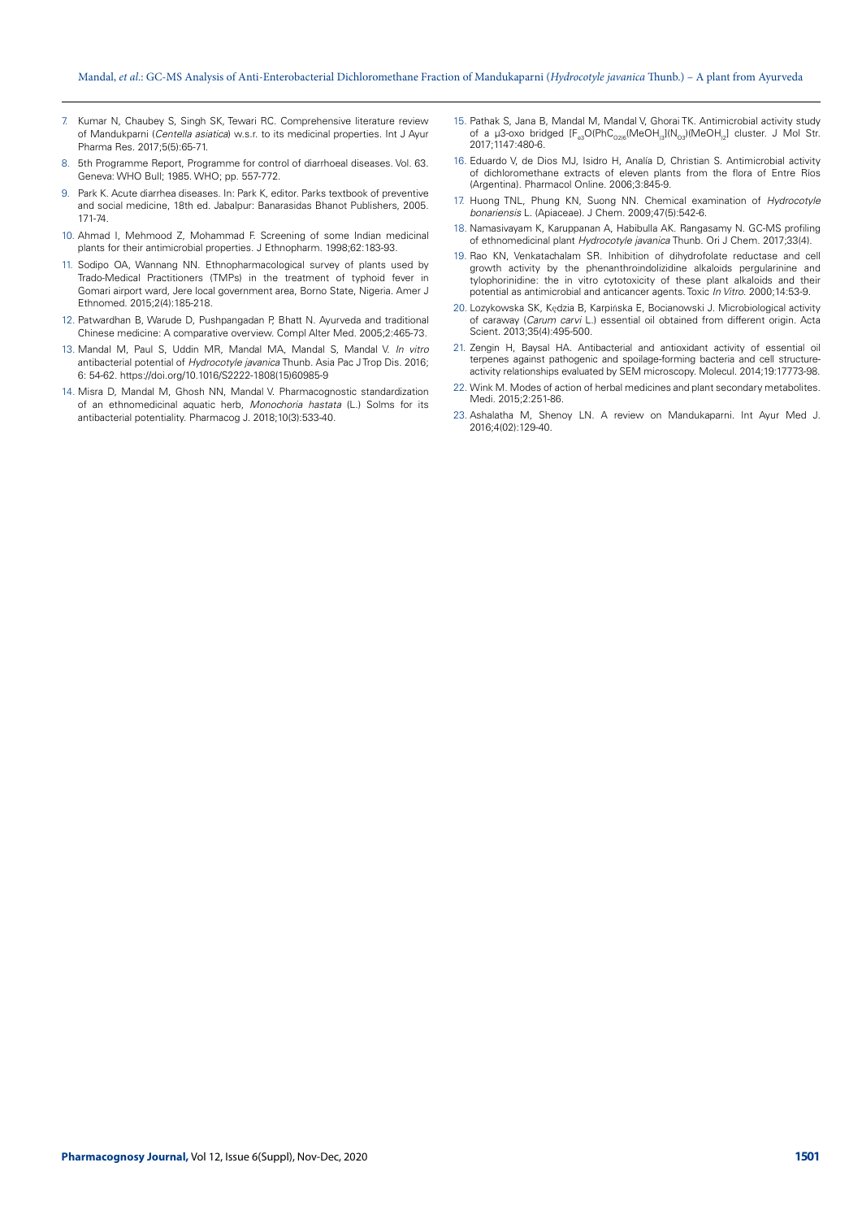7. Kumar N, Chaubey S, Singh SK, Tewari RC. Comprehensive literature review of Mandukparni (*Centella asiatica*) w.s.r. to its medicinal properties. Int J Ayur Pharma Res. 2017;5(5):65-71.
8. 5th Programme Report, Programme for control of diarrhoeal diseases. Vol. 63. Geneva: WHO Bull; 1985. WHO; pp. 557-772.
9. Park K. Acute diarrhea diseases. In: Park K, editor. Parks textbook of preventive and social medicine, 18th ed. Jabalpur: Banarasidas Bhanot Publishers, 2005. 171-74.
10. Ahmad I, Mehmood Z, Mohammad F. Screening of some Indian medicinal plants for their antimicrobial properties. J Ethnopharm. 1998;62:183-93.
11. Sodipo OA, Wannang NN. Ethnopharmacological survey of plants used by Trado-Medical Practitioners (TMPs) in the treatment of typhoid fever in Gomari airport ward, Jere local government area, Borno State, Nigeria. Amer J Ethnomed. 2015;2(4):185-218.
12. Patwardhan B, Warude D, Pushpangadan P, Bhatt N. Ayurveda and traditional Chinese medicine: A comparative overview. Compl Alter Med. 2005;2:465-73.
13. Mandal M, Paul S, Uddin MR, Mandal MA, Mandal S, Mandal V. *In vitro* antibacterial potential of *Hydrocotyle javanica* Thunb. Asia Pac J Trop Dis. 2016; 6: 54-62. https://doi.org/10.1016/S2222-1808(15)60985-9
14. Misra D, Mandal M, Ghosh NN, Mandal V. Pharmacognostic standardization of an ethnomedicinal aquatic herb, *Monochoria hastata* (L.) Solms for its antibacterial potentiality. Pharmacog J. 2018;10(3):533-40.
15. Pathak S, Jana B, Mandal M, Mandal V, Ghorai TK. Antimicrobial activity study of a μ3-oxo bridged $[F_{e3}O(PhC_{O2})_6(MeOH)_3](N_{O3})(MeOH)_2]$ cluster. J Mol Str. 2017;1147:480-6.
16. Eduardo V, de Dios MJ, Isidro H, Analía D, Christian S. Antimicrobial activity of dichloromethane extracts of eleven plants from the flora of Entre Ríos (Argentina). Pharmacol Online. 2006;3:845-9.
17. Huong TNL, Phung KN, Suong NN. Chemical examination of *Hydrocotyle bonariensis* L. (Apiaceae). J Chem. 2009;47(5):542-6.
18. Namasivayam K, Karuppanan A, Habibulla AK. Rangasamy N. GC-MS profiling of ethnomedicinal plant *Hydrocotyle javanica* Thunb. Ori J Chem. 2017;33(4).
19. Rao KN, Venkatachalam SR. Inhibition of dihydrofolate reductase and cell growth activity by the phenanthroindolizidine alkaloids pergularinine and tylophorinidine: the in vitro cytotoxicity of these plant alkaloids and their potential as antimicrobial and anticancer agents. Toxic *In Vitro*. 2000;14:53-9.
20. Lozykowska SK, Kędzia B, Karpińska E, Bocianowski J. Microbiological activity of caraway (*Carum carvi* L.) essential oil obtained from different origin. Acta Scient. 2013;35(4):495-500.
21. Zengin H, Baysal HA. Antibacterial and antioxidant activity of essential oil terpenes against pathogenic and spoilage-forming bacteria and cell structure-activity relationships evaluated by SEM microscopy. Molecul. 2014;19:17773-98.
22. Wink M. Modes of action of herbal medicines and plant secondary metabolites. Medi. 2015;2:251-86.
23. Ashalatha M, Shenoy LN. A review on Mandukaparni. Int Ayur Med J. 2016;4(02):129-40.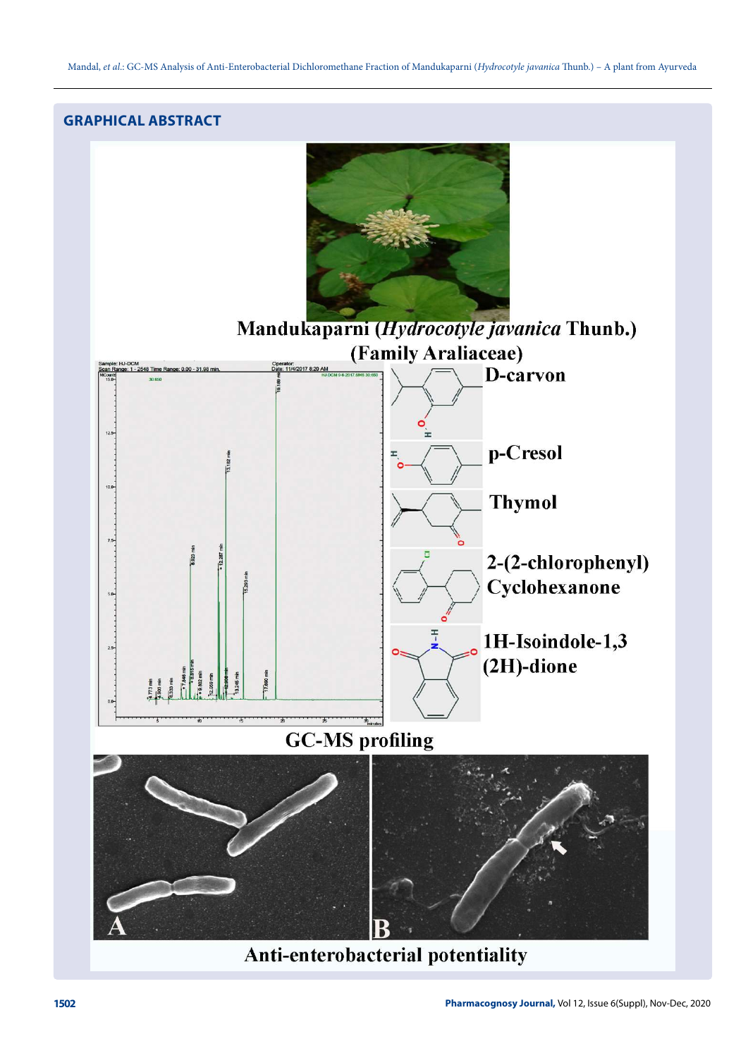## GRAPHICAL ABSTRACT

Mandukaparni (*Hydrocotyle javanica* Thunb.)
(Family Araliaceae)

D-carvon

p-Cresol

Thymol

2-(2-chlorophenyl) Cyclohexanone

1H-Isoindole-1,3 (2H)-dione

GC-MS profiling

Anti-enterobacterial potentiality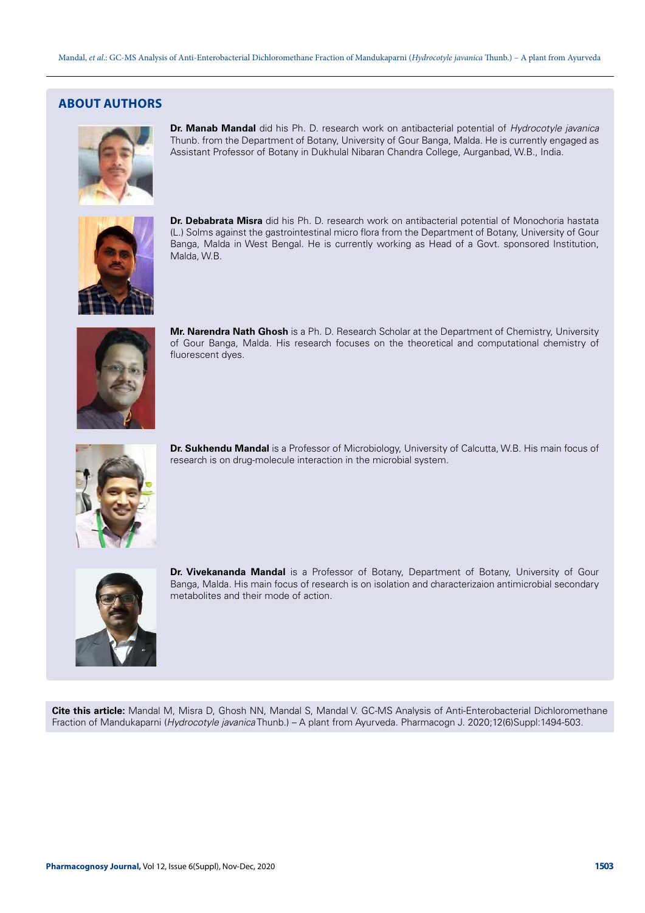## ABOUT AUTHORS

**Dr. Manab Mandal** did his Ph. D. research work on antibacterial potential of *Hydrocotyle javanica* Thunb. from the Department of Botany, University of Gour Banga, Malda. He is currently engaged as Assistant Professor of Botany in Dukhulal Nibaran Chandra College, Aurganbad, W.B., India.

**Dr. Debabrata Misra** did his Ph. D. research work on antibacterial potential of Monochoria hastata (L.) Solms against the gastrointestinal micro flora from the Department of Botany, University of Gour Banga, Malda in West Bengal. He is currently working as Head of a Govt. sponsored Institution, Malda, W.B.

**Mr. Narendra Nath Ghosh** is a Ph. D. Research Scholar at the Department of Chemistry, University of Gour Banga, Malda. His research focuses on the theoretical and computational chemistry of fluorescent dyes.

**Dr. Sukhendu Mandal** is a Professor of Microbiology, University of Calcutta, W.B. His main focus of research is on drug-molecule interaction in the microbial system.

**Dr. Vivekananda Mandal** is a Professor of Botany, Department of Botany, University of Gour Banga, Malda. His main focus of research is on isolation and characterizaion antimicrobial secondary metabolites and their mode of action.

**Cite this article:** Mandal M, Misra D, Ghosh NN, Mandal S, Mandal V. GC-MS Analysis of Anti-Enterobacterial Dichloromethane Fraction of Mandukaparni (*Hydrocotyle javanica* Thunb.) – A plant from Ayurveda. Pharmacogn J. 2020;12(6)Suppl:1494-503.